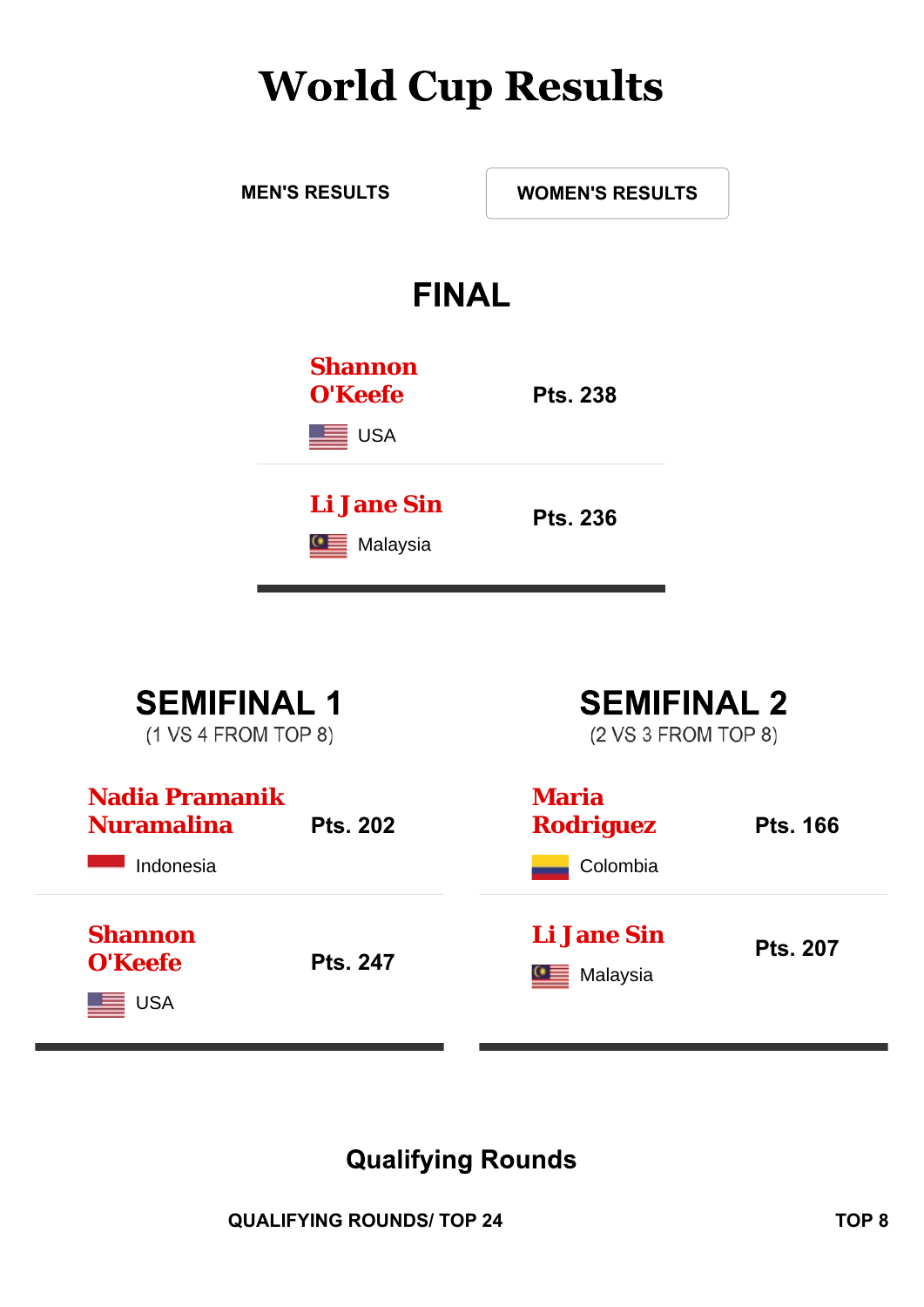# World Cup Results

MEN'S RESULTS

WOMEN'S RESULTS

## FINAL

| Athlete | Points |
|---|---|
| Shannon O'Keefe (USA) | Pts. 238 |
| Li Jane Sin (Malaysia) | Pts. 236 |

## SEMIFINAL 1

(1 VS 4 FROM TOP 8)

| Athlete | Points |
|---|---|
| Nadia Pramanik Nuramalina (Indonesia) | Pts. 202 |
| Shannon O'Keefe (USA) | Pts. 247 |

## SEMIFINAL 2

(2 VS 3 FROM TOP 8)

| Athlete | Points |
|---|---|
| Maria Rodriguez (Colombia) | Pts. 166 |
| Li Jane Sin (Malaysia) | Pts. 207 |

## Qualifying Rounds

QUALIFYING ROUNDS/ TOP 24

TOP 8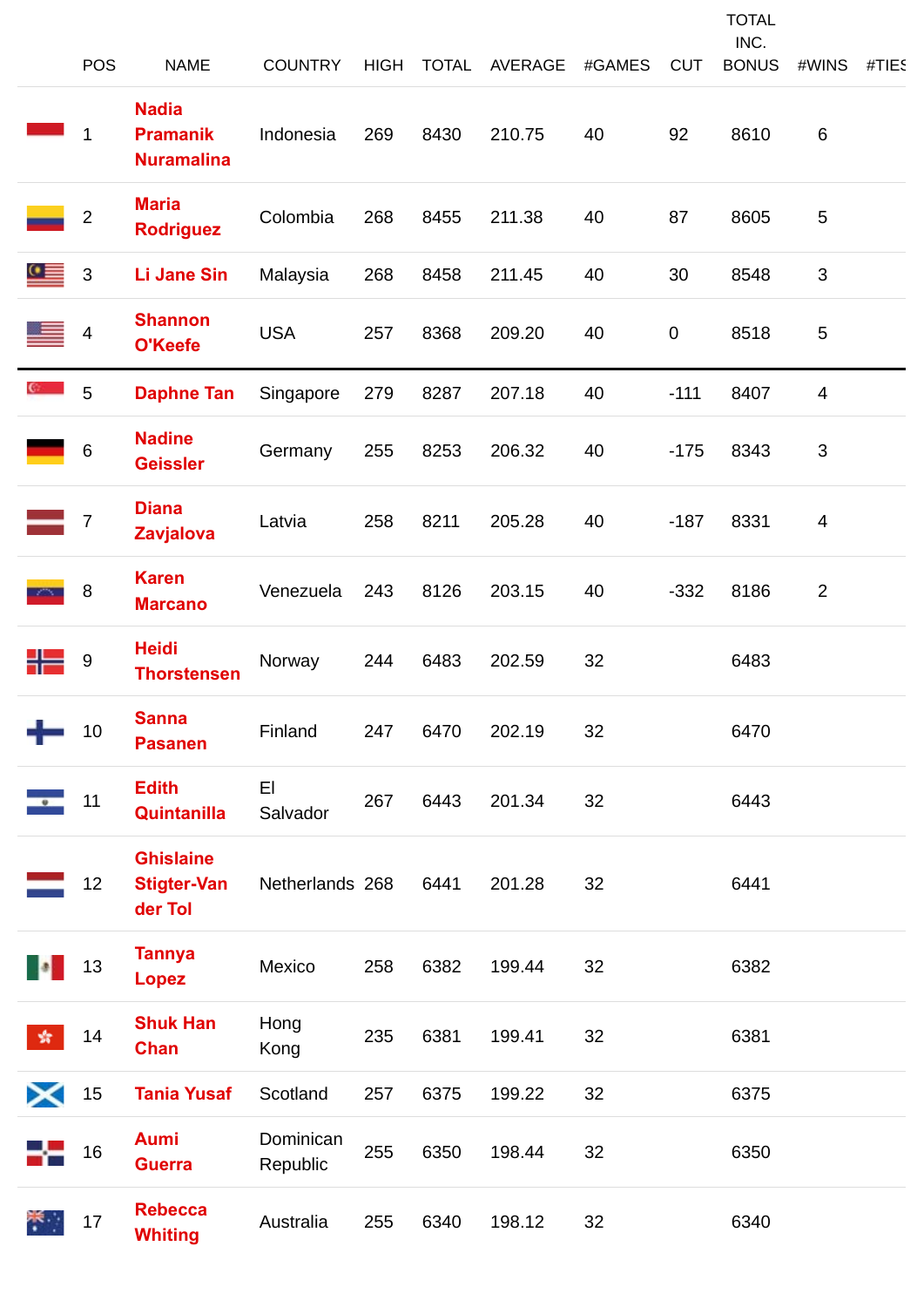| POS | NAME | COUNTRY | HIGH | TOTAL | AVERAGE | #GAMES | CUT | TOTAL INC. BONUS | #WINS | #TIES |
|---|---|---|---|---|---|---|---|---|---|---|
| 1 | Nadia Pramanik Nuramalina | Indonesia | 269 | 8430 | 210.75 | 40 | 92 | 8610 | 6 | |
| 2 | Maria Rodriguez | Colombia | 268 | 8455 | 211.38 | 40 | 87 | 8605 | 5 | |
| 3 | Li Jane Sin | Malaysia | 268 | 8458 | 211.45 | 40 | 30 | 8548 | 3 | |
| 4 | Shannon O'Keefe | USA | 257 | 8368 | 209.20 | 40 | 0 | 8518 | 5 | |
| 5 | Daphne Tan | Singapore | 279 | 8287 | 207.18 | 40 | -111 | 8407 | 4 | |
| 6 | Nadine Geissler | Germany | 255 | 8253 | 206.32 | 40 | -175 | 8343 | 3 | |
| 7 | Diana Zavjalova | Latvia | 258 | 8211 | 205.28 | 40 | -187 | 8331 | 4 | |
| 8 | Karen Marcano | Venezuela | 243 | 8126 | 203.15 | 40 | -332 | 8186 | 2 | |
| 9 | Heidi Thorstensen | Norway | 244 | 6483 | 202.59 | 32 | | 6483 | | |
| 10 | Sanna Pasanen | Finland | 247 | 6470 | 202.19 | 32 | | 6470 | | |
| 11 | Edith Quintanilla | El Salvador | 267 | 6443 | 201.34 | 32 | | 6443 | | |
| 12 | Ghislaine Stigter-Van der Tol | Netherlands | 268 | 6441 | 201.28 | 32 | | 6441 | | |
| 13 | Tannya Lopez | Mexico | 258 | 6382 | 199.44 | 32 | | 6382 | | |
| 14 | Shuk Han Chan | Hong Kong | 235 | 6381 | 199.41 | 32 | | 6381 | | |
| 15 | Tania Yusaf | Scotland | 257 | 6375 | 199.22 | 32 | | 6375 | | |
| 16 | Aumi Guerra | Dominican Republic | 255 | 6350 | 198.44 | 32 | | 6350 | | |
| 17 | Rebecca Whiting | Australia | 255 | 6340 | 198.12 | 32 | | 6340 | | |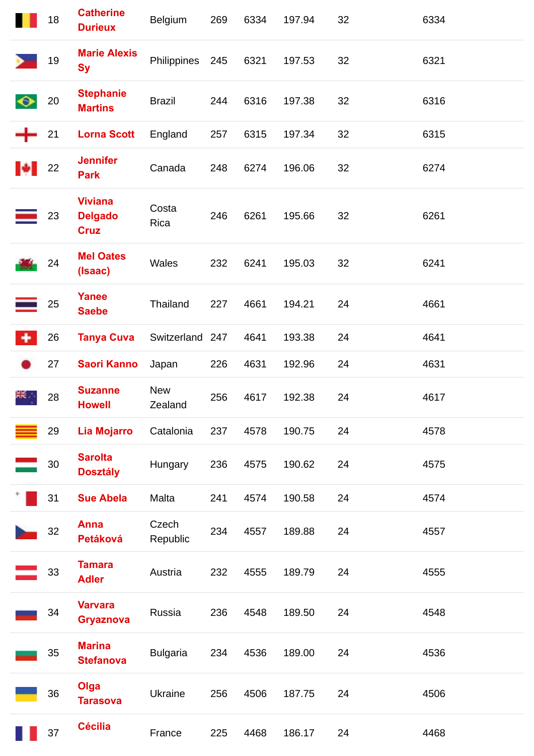|  | 18 | Catherine Durieux | Belgium | 269 | 6334 | 197.94 | 32 | 6334 |
|---|---|---|---|---|---|---|---|---|
|  | 19 | Marie Alexis Sy | Philippines | 245 | 6321 | 197.53 | 32 | 6321 |
|  | 20 | Stephanie Martins | Brazil | 244 | 6316 | 197.38 | 32 | 6316 |
|  | 21 | Lorna Scott | England | 257 | 6315 | 197.34 | 32 | 6315 |
|  | 22 | Jennifer Park | Canada | 248 | 6274 | 196.06 | 32 | 6274 |
|  | 23 | Viviana Delgado Cruz | Costa Rica | 246 | 6261 | 195.66 | 32 | 6261 |
|  | 24 | Mel Oates (Isaac) | Wales | 232 | 6241 | 195.03 | 32 | 6241 |
|  | 25 | Yanee Saebe | Thailand | 227 | 4661 | 194.21 | 24 | 4661 |
|  | 26 | Tanya Cuva | Switzerland | 247 | 4641 | 193.38 | 24 | 4641 |
|  | 27 | Saori Kanno | Japan | 226 | 4631 | 192.96 | 24 | 4631 |
|  | 28 | Suzanne Howell | New Zealand | 256 | 4617 | 192.38 | 24 | 4617 |
|  | 29 | Lia Mojarro | Catalonia | 237 | 4578 | 190.75 | 24 | 4578 |
|  | 30 | Sarolta Dosztály | Hungary | 236 | 4575 | 190.62 | 24 | 4575 |
|  | 31 | Sue Abela | Malta | 241 | 4574 | 190.58 | 24 | 4574 |
|  | 32 | Anna Petáková | Czech Republic | 234 | 4557 | 189.88 | 24 | 4557 |
|  | 33 | Tamara Adler | Austria | 232 | 4555 | 189.79 | 24 | 4555 |
|  | 34 | Varvara Gryaznova | Russia | 236 | 4548 | 189.50 | 24 | 4548 |
|  | 35 | Marina Stefanova | Bulgaria | 234 | 4536 | 189.00 | 24 | 4536 |
|  | 36 | Olga Tarasova | Ukraine | 256 | 4506 | 187.75 | 24 | 4506 |
|  | 37 | Cécilia | France | 225 | 4468 | 186.17 | 24 | 4468 |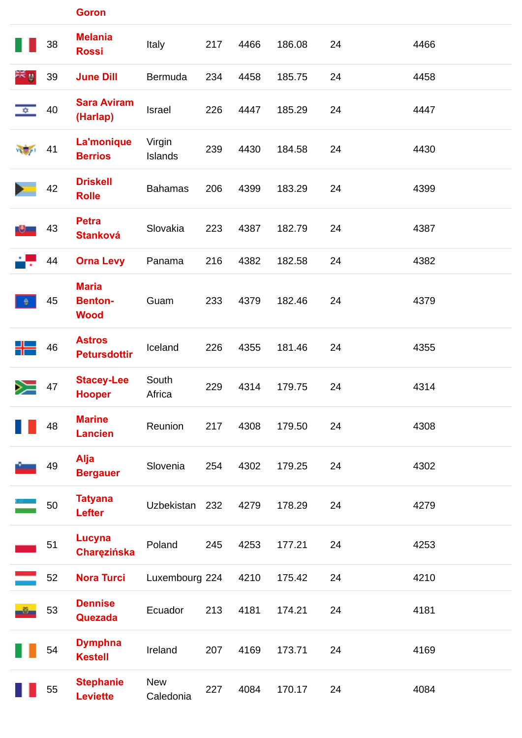| | | Goron | | | | | | |
|---|---|---|---|---|---|---|---|---|
| | 38 | Melania Rossi | Italy | 217 | 4466 | 186.08 | 24 | 4466 |
| | 39 | June Dill | Bermuda | 234 | 4458 | 185.75 | 24 | 4458 |
| | 40 | Sara Aviram (Harlap) | Israel | 226 | 4447 | 185.29 | 24 | 4447 |
| | 41 | La'monique Berrios | Virgin Islands | 239 | 4430 | 184.58 | 24 | 4430 |
| | 42 | Driskell Rolle | Bahamas | 206 | 4399 | 183.29 | 24 | 4399 |
| | 43 | Petra Stanková | Slovakia | 223 | 4387 | 182.79 | 24 | 4387 |
| | 44 | Orna Levy | Panama | 216 | 4382 | 182.58 | 24 | 4382 |
| | 45 | Maria Benton-Wood | Guam | 233 | 4379 | 182.46 | 24 | 4379 |
| | 46 | Astros Petursdottir | Iceland | 226 | 4355 | 181.46 | 24 | 4355 |
| | 47 | Stacey-Lee Hooper | South Africa | 229 | 4314 | 179.75 | 24 | 4314 |
| | 48 | Marine Lancien | Reunion | 217 | 4308 | 179.50 | 24 | 4308 |
| | 49 | Alja Bergauer | Slovenia | 254 | 4302 | 179.25 | 24 | 4302 |
| | 50 | Tatyana Lefter | Uzbekistan | 232 | 4279 | 178.29 | 24 | 4279 |
| | 51 | Lucyna Charęzińska | Poland | 245 | 4253 | 177.21 | 24 | 4253 |
| | 52 | Nora Turci | Luxembourg | 224 | 4210 | 175.42 | 24 | 4210 |
| | 53 | Dennise Quezada | Ecuador | 213 | 4181 | 174.21 | 24 | 4181 |
| | 54 | Dymphna Kestell | Ireland | 207 | 4169 | 173.71 | 24 | 4169 |
| | 55 | Stephanie Leviette | New Caledonia | 227 | 4084 | 170.17 | 24 | 4084 |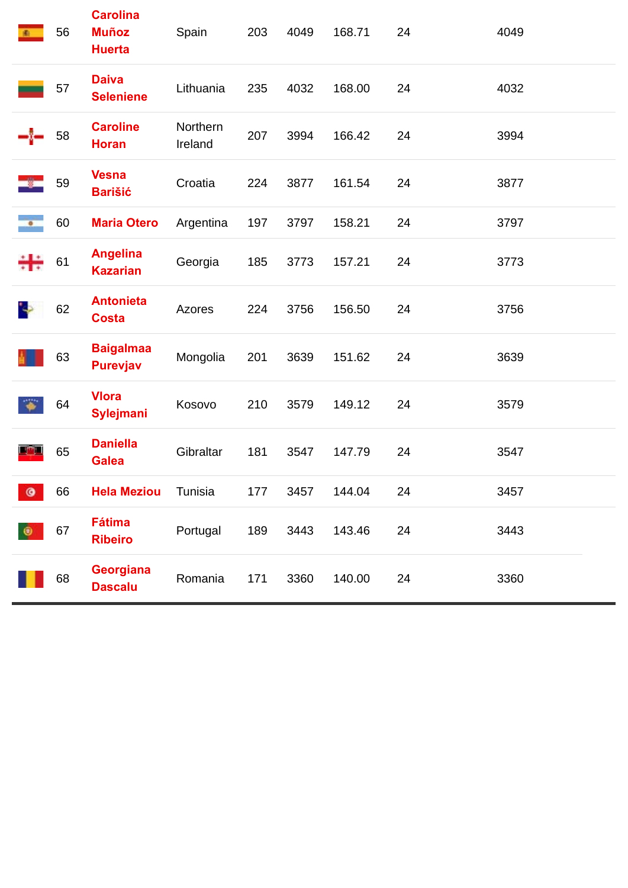| | | | | | | | | |
|---|---|---|---|---|---|---|---|---|
| | 56 | **Carolina Muñoz Huerta** | Spain | 203 | 4049 | 168.71 | 24 | 4049 |
| | 57 | **Daiva Seleniene** | Lithuania | 235 | 4032 | 168.00 | 24 | 4032 |
| | 58 | **Caroline Horan** | Northern Ireland | 207 | 3994 | 166.42 | 24 | 3994 |
| | 59 | **Vesna Barišić** | Croatia | 224 | 3877 | 161.54 | 24 | 3877 |
| | 60 | **Maria Otero** | Argentina | 197 | 3797 | 158.21 | 24 | 3797 |
| | 61 | **Angelina Kazarian** | Georgia | 185 | 3773 | 157.21 | 24 | 3773 |
| | 62 | **Antonieta Costa** | Azores | 224 | 3756 | 156.50 | 24 | 3756 |
| | 63 | **Baigalmaa Purevjav** | Mongolia | 201 | 3639 | 151.62 | 24 | 3639 |
| | 64 | **Vlora Sylejmani** | Kosovo | 210 | 3579 | 149.12 | 24 | 3579 |
| | 65 | **Daniella Galea** | Gibraltar | 181 | 3547 | 147.79 | 24 | 3547 |
| | 66 | **Hela Meziou** | Tunisia | 177 | 3457 | 144.04 | 24 | 3457 |
| | 67 | **Fátima Ribeiro** | Portugal | 189 | 3443 | 143.46 | 24 | 3443 |
| | 68 | **Georgiana Dascalu** | Romania | 171 | 3360 | 140.00 | 24 | 3360 |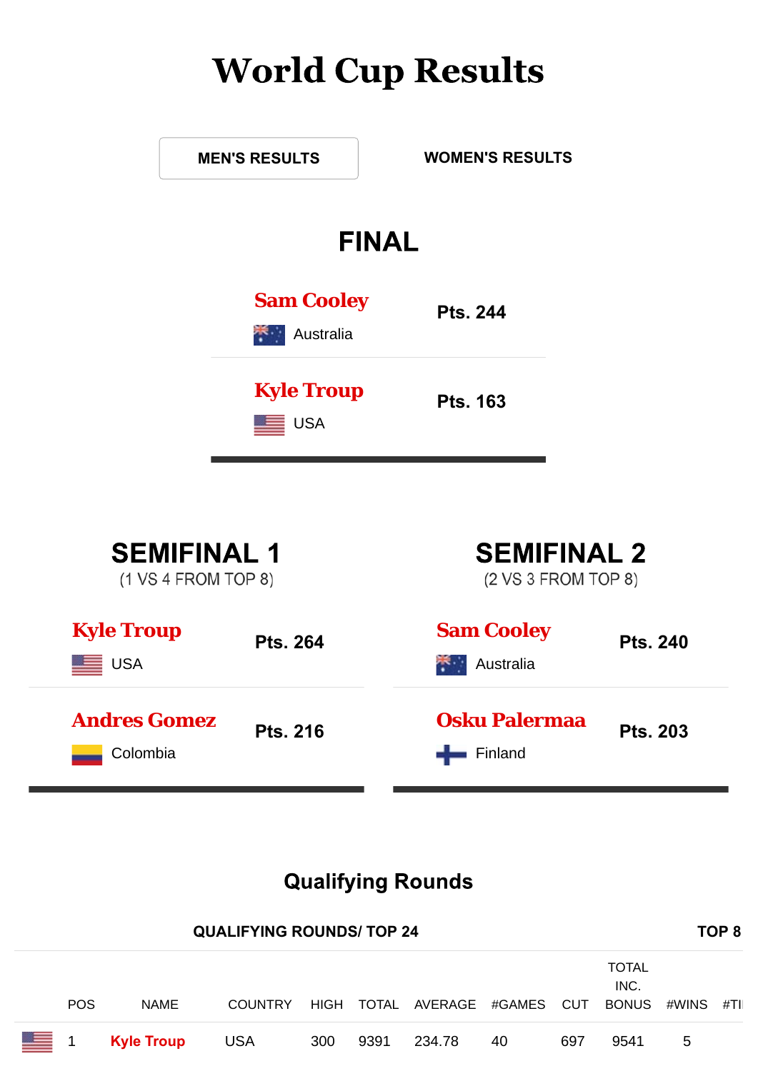# World Cup Results

MEN'S RESULTS | WOMEN'S RESULTS

## FINAL

| Player | Country | Points |
|---|---|---|
| Sam Cooley | Australia | Pts. 244 |
| Kyle Troup | USA | Pts. 163 |

## SEMIFINAL 1

(1 VS 4 FROM TOP 8)

| Player | Country | Points |
|---|---|---|
| Kyle Troup | USA | Pts. 264 |
| Andres Gomez | Colombia | Pts. 216 |

## SEMIFINAL 2

(2 VS 3 FROM TOP 8)

| Player | Country | Points |
|---|---|---|
| Sam Cooley | Australia | Pts. 240 |
| Osku Palermaa | Finland | Pts. 203 |

## Qualifying Rounds

**QUALIFYING ROUNDS/ TOP 24** **TOP 8**

| POS | NAME | COUNTRY | HIGH | TOTAL | AVERAGE | #GAMES | CUT | TOTAL INC. BONUS | #WINS | #TI |
|---|---|---|---|---|---|---|---|---|---|---|
| 1 | Kyle Troup | USA | 300 | 9391 | 234.78 | 40 | 697 | 9541 | 5 | |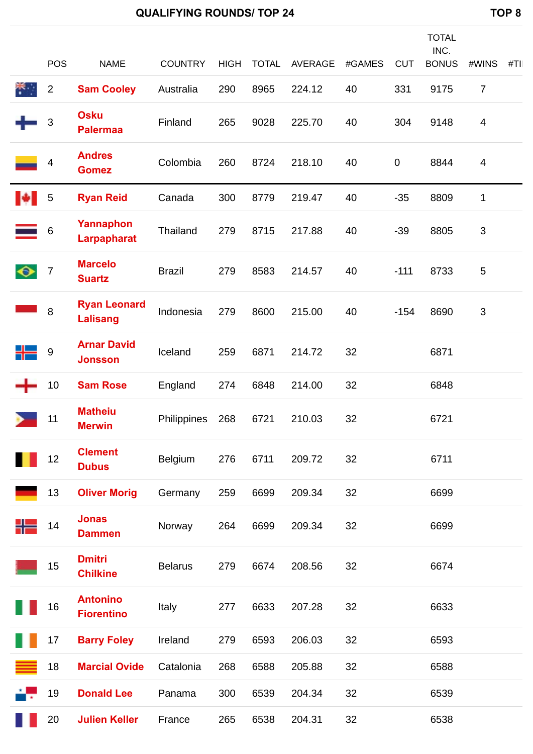QUALIFYING ROUNDS/ TOP 24 | TOP 8

| POS | NAME | COUNTRY | HIGH | TOTAL | AVERAGE | #GAMES | CUT | TOTAL INC. BONUS | #WINS | #TI |
|---|---|---|---|---|---|---|---|---|---|---|
| 2 | Sam Cooley | Australia | 290 | 8965 | 224.12 | 40 | 331 | 9175 | 7 | |
| 3 | Osku Palermaa | Finland | 265 | 9028 | 225.70 | 40 | 304 | 9148 | 4 | |
| 4 | Andres Gomez | Colombia | 260 | 8724 | 218.10 | 40 | 0 | 8844 | 4 | |
| 5 | Ryan Reid | Canada | 300 | 8779 | 219.47 | 40 | -35 | 8809 | 1 | |
| 6 | Yannaphon Larpapharat | Thailand | 279 | 8715 | 217.88 | 40 | -39 | 8805 | 3 | |
| 7 | Marcelo Suartz | Brazil | 279 | 8583 | 214.57 | 40 | -111 | 8733 | 5 | |
| 8 | Ryan Leonard Lalisang | Indonesia | 279 | 8600 | 215.00 | 40 | -154 | 8690 | 3 | |
| 9 | Arnar David Jonsson | Iceland | 259 | 6871 | 214.72 | 32 | | 6871 | | |
| 10 | Sam Rose | England | 274 | 6848 | 214.00 | 32 | | 6848 | | |
| 11 | Matheiu Merwin | Philippines | 268 | 6721 | 210.03 | 32 | | 6721 | | |
| 12 | Clement Dubus | Belgium | 276 | 6711 | 209.72 | 32 | | 6711 | | |
| 13 | Oliver Morig | Germany | 259 | 6699 | 209.34 | 32 | | 6699 | | |
| 14 | Jonas Dammen | Norway | 264 | 6699 | 209.34 | 32 | | 6699 | | |
| 15 | Dmitri Chilkine | Belarus | 279 | 6674 | 208.56 | 32 | | 6674 | | |
| 16 | Antonino Fiorentino | Italy | 277 | 6633 | 207.28 | 32 | | 6633 | | |
| 17 | Barry Foley | Ireland | 279 | 6593 | 206.03 | 32 | | 6593 | | |
| 18 | Marcial Ovide | Catalonia | 268 | 6588 | 205.88 | 32 | | 6588 | | |
| 19 | Donald Lee | Panama | 300 | 6539 | 204.34 | 32 | | 6539 | | |
| 20 | Julien Keller | France | 265 | 6538 | 204.31 | 32 | | 6538 | | |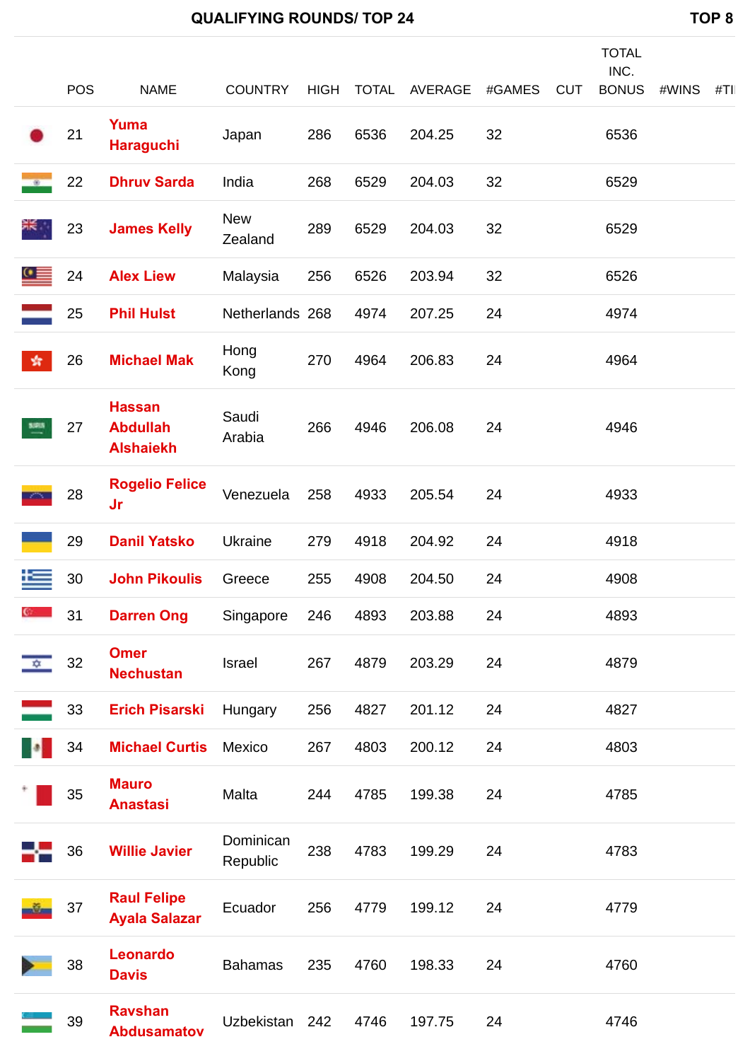QUALIFYING ROUNDS/ TOP 24 — TOP 8

| | POS | NAME | COUNTRY | HIGH | TOTAL | AVERAGE | #GAMES | CUT | TOTAL INC. BONUS | #WINS | #TI |
|---|---|---|---|---|---|---|---|---|---|---|---|
| | 21 | Yuma Haraguchi | Japan | 286 | 6536 | 204.25 | 32 | | 6536 | | |
| | 22 | Dhruv Sarda | India | 268 | 6529 | 204.03 | 32 | | 6529 | | |
| | 23 | James Kelly | New Zealand | 289 | 6529 | 204.03 | 32 | | 6529 | | |
| | 24 | Alex Liew | Malaysia | 256 | 6526 | 203.94 | 32 | | 6526 | | |
| | 25 | Phil Hulst | Netherlands | 268 | 4974 | 207.25 | 24 | | 4974 | | |
| | 26 | Michael Mak | Hong Kong | 270 | 4964 | 206.83 | 24 | | 4964 | | |
| | 27 | Hassan Abdullah Alshaiekh | Saudi Arabia | 266 | 4946 | 206.08 | 24 | | 4946 | | |
| | 28 | Rogelio Felice Jr | Venezuela | 258 | 4933 | 205.54 | 24 | | 4933 | | |
| | 29 | Danil Yatsko | Ukraine | 279 | 4918 | 204.92 | 24 | | 4918 | | |
| | 30 | John Pikoulis | Greece | 255 | 4908 | 204.50 | 24 | | 4908 | | |
| | 31 | Darren Ong | Singapore | 246 | 4893 | 203.88 | 24 | | 4893 | | |
| | 32 | Omer Nechustan | Israel | 267 | 4879 | 203.29 | 24 | | 4879 | | |
| | 33 | Erich Pisarski | Hungary | 256 | 4827 | 201.12 | 24 | | 4827 | | |
| | 34 | Michael Curtis | Mexico | 267 | 4803 | 200.12 | 24 | | 4803 | | |
| | 35 | Mauro Anastasi | Malta | 244 | 4785 | 199.38 | 24 | | 4785 | | |
| | 36 | Willie Javier | Dominican Republic | 238 | 4783 | 199.29 | 24 | | 4783 | | |
| | 37 | Raul Felipe Ayala Salazar | Ecuador | 256 | 4779 | 199.12 | 24 | | 4779 | | |
| | 38 | Leonardo Davis | Bahamas | 235 | 4760 | 198.33 | 24 | | 4760 | | |
| | 39 | Ravshan Abdusamatov | Uzbekistan | 242 | 4746 | 197.75 | 24 | | 4746 | | |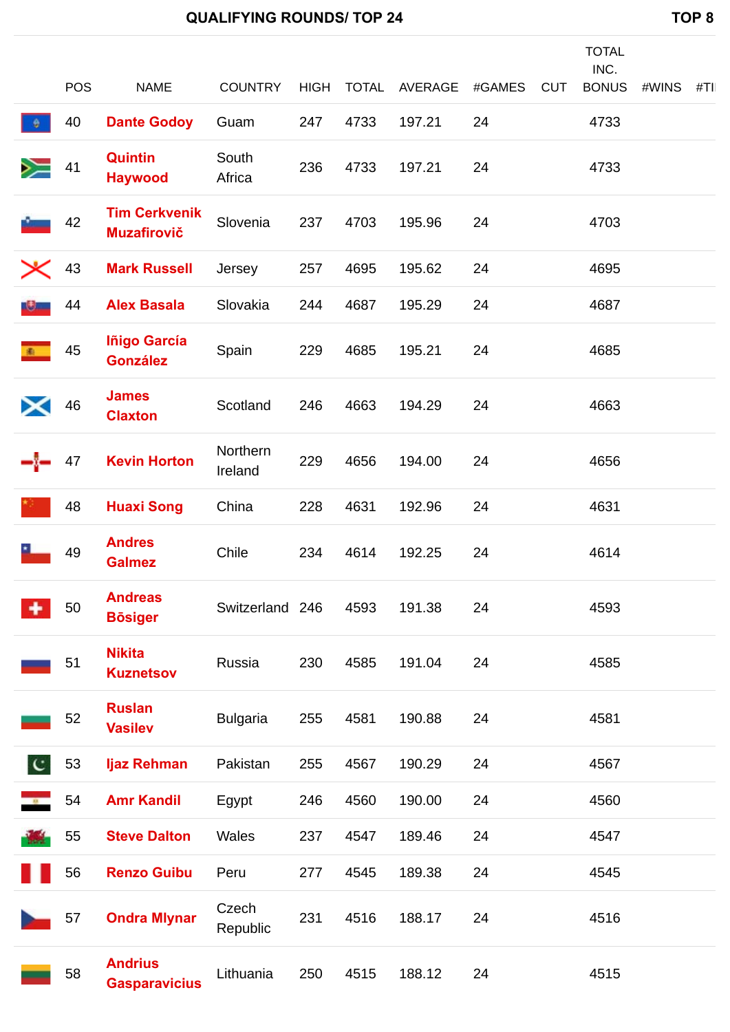| | QUALIFYING ROUNDS/ TOP 24 | | | | | | | | | TOP 8 | |
|---|---|---|---|---|---|---|---|---|---|---|---|
| | POS | NAME | COUNTRY | HIGH | TOTAL | AVERAGE | #GAMES | CUT | TOTAL INC. BONUS | #WINS | #TI |
| | 40 | Dante Godoy | Guam | 247 | 4733 | 197.21 | 24 | | 4733 | | |
| | 41 | Quintin Haywood | South Africa | 236 | 4733 | 197.21 | 24 | | 4733 | | |
| | 42 | Tim Cerkvenik Muzafirovič | Slovenia | 237 | 4703 | 195.96 | 24 | | 4703 | | |
| | 43 | Mark Russell | Jersey | 257 | 4695 | 195.62 | 24 | | 4695 | | |
| | 44 | Alex Basala | Slovakia | 244 | 4687 | 195.29 | 24 | | 4687 | | |
| | 45 | Iñigo García González | Spain | 229 | 4685 | 195.21 | 24 | | 4685 | | |
| | 46 | James Claxton | Scotland | 246 | 4663 | 194.29 | 24 | | 4663 | | |
| | 47 | Kevin Horton | Northern Ireland | 229 | 4656 | 194.00 | 24 | | 4656 | | |
| | 48 | Huaxi Song | China | 228 | 4631 | 192.96 | 24 | | 4631 | | |
| | 49 | Andres Galmez | Chile | 234 | 4614 | 192.25 | 24 | | 4614 | | |
| | 50 | Andreas Bōsiger | Switzerland | 246 | 4593 | 191.38 | 24 | | 4593 | | |
| | 51 | Nikita Kuznetsov | Russia | 230 | 4585 | 191.04 | 24 | | 4585 | | |
| | 52 | Ruslan Vasilev | Bulgaria | 255 | 4581 | 190.88 | 24 | | 4581 | | |
| | 53 | Ijaz Rehman | Pakistan | 255 | 4567 | 190.29 | 24 | | 4567 | | |
| | 54 | Amr Kandil | Egypt | 246 | 4560 | 190.00 | 24 | | 4560 | | |
| | 55 | Steve Dalton | Wales | 237 | 4547 | 189.46 | 24 | | 4547 | | |
| | 56 | Renzo Guibu | Peru | 277 | 4545 | 189.38 | 24 | | 4545 | | |
| | 57 | Ondra Mlynar | Czech Republic | 231 | 4516 | 188.17 | 24 | | 4516 | | |
| | 58 | Andrius Gasparavicius | Lithuania | 250 | 4515 | 188.12 | 24 | | 4515 | | |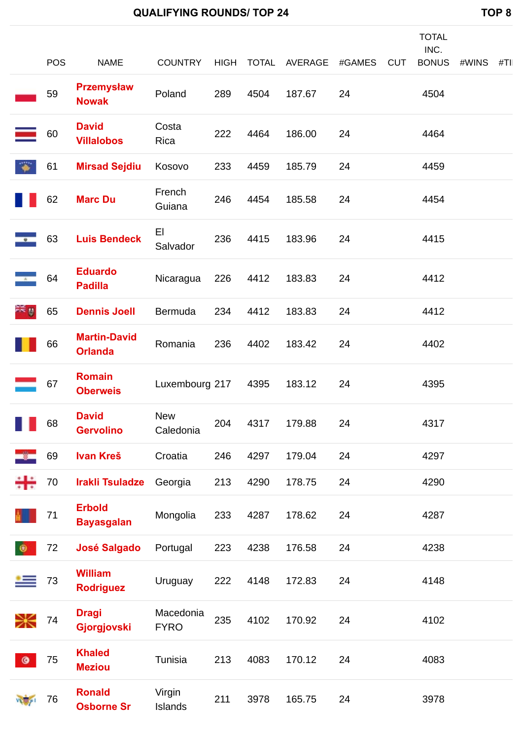QUALIFYING ROUNDS/ TOP 24 TOP 8

| | POS | NAME | COUNTRY | HIGH | TOTAL | AVERAGE | #GAMES | CUT | TOTAL INC. BONUS | #WINS | #TI |
|---|---|---|---|---|---|---|---|---|---|---|---|
| | 59 | **Przemysław Nowak** | Poland | 289 | 4504 | 187.67 | 24 | | 4504 | | |
| | 60 | **David Villalobos** | Costa Rica | 222 | 4464 | 186.00 | 24 | | 4464 | | |
| | 61 | **Mirsad Sejdiu** | Kosovo | 233 | 4459 | 185.79 | 24 | | 4459 | | |
| | 62 | **Marc Du** | French Guiana | 246 | 4454 | 185.58 | 24 | | 4454 | | |
| | 63 | **Luis Bendeck** | El Salvador | 236 | 4415 | 183.96 | 24 | | 4415 | | |
| | 64 | **Eduardo Padilla** | Nicaragua | 226 | 4412 | 183.83 | 24 | | 4412 | | |
| | 65 | **Dennis Joell** | Bermuda | 234 | 4412 | 183.83 | 24 | | 4412 | | |
| | 66 | **Martin-David Orlanda** | Romania | 236 | 4402 | 183.42 | 24 | | 4402 | | |
| | 67 | **Romain Oberweis** | Luxembourg | 217 | 4395 | 183.12 | 24 | | 4395 | | |
| | 68 | **David Gervolino** | New Caledonia | 204 | 4317 | 179.88 | 24 | | 4317 | | |
| | 69 | **Ivan Kreš** | Croatia | 246 | 4297 | 179.04 | 24 | | 4297 | | |
| | 70 | **Irakli Tsuladze** | Georgia | 213 | 4290 | 178.75 | 24 | | 4290 | | |
| | 71 | **Erbold Bayasgalan** | Mongolia | 233 | 4287 | 178.62 | 24 | | 4287 | | |
| | 72 | **José Salgado** | Portugal | 223 | 4238 | 176.58 | 24 | | 4238 | | |
| | 73 | **William Rodriguez** | Uruguay | 222 | 4148 | 172.83 | 24 | | 4148 | | |
| | 74 | **Dragi Gjorgjovski** | Macedonia FYRO | 235 | 4102 | 170.92 | 24 | | 4102 | | |
| | 75 | **Khaled Meziou** | Tunisia | 213 | 4083 | 170.12 | 24 | | 4083 | | |
| | 76 | **Ronald Osborne Sr** | Virgin Islands | 211 | 3978 | 165.75 | 24 | | 3978 | | |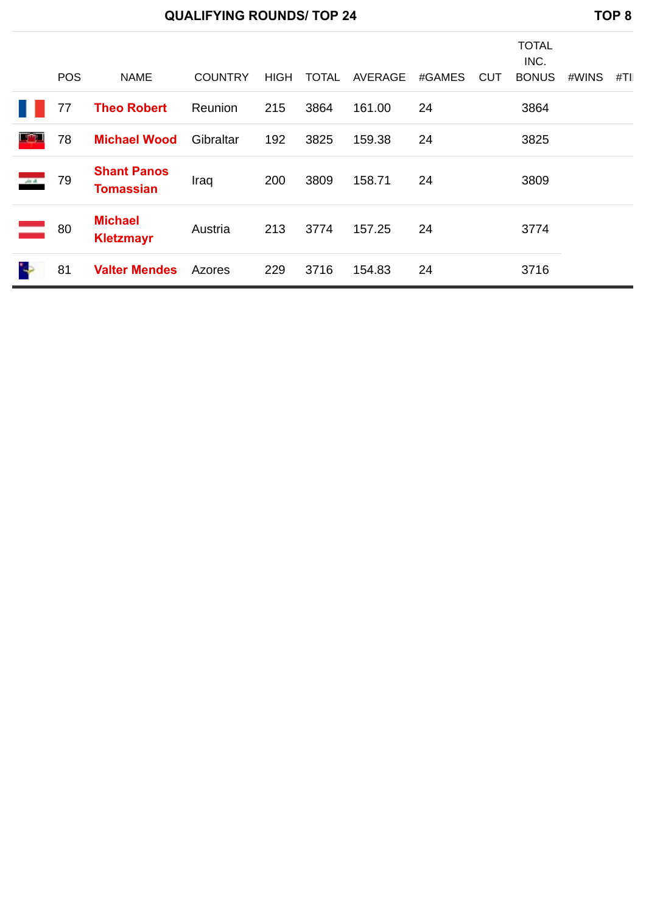QUALIFYING ROUNDS/ TOP 24 | TOP 8

| | POS | NAME | COUNTRY | HIGH | TOTAL | AVERAGE | #GAMES | CUT | TOTAL INC. BONUS | #WINS | #TI |
|---|---|---|---|---|---|---|---|---|---|---|---|
| | 77 | **Theo Robert** | Reunion | 215 | 3864 | 161.00 | 24 | | 3864 | | |
| | 78 | **Michael Wood** | Gibraltar | 192 | 3825 | 159.38 | 24 | | 3825 | | |
| | 79 | **Shant Panos Tomassian** | Iraq | 200 | 3809 | 158.71 | 24 | | 3809 | | |
| | 80 | **Michael Kletzmayr** | Austria | 213 | 3774 | 157.25 | 24 | | 3774 | | |
| | 81 | **Valter Mendes** | Azores | 229 | 3716 | 154.83 | 24 | | 3716 | | |